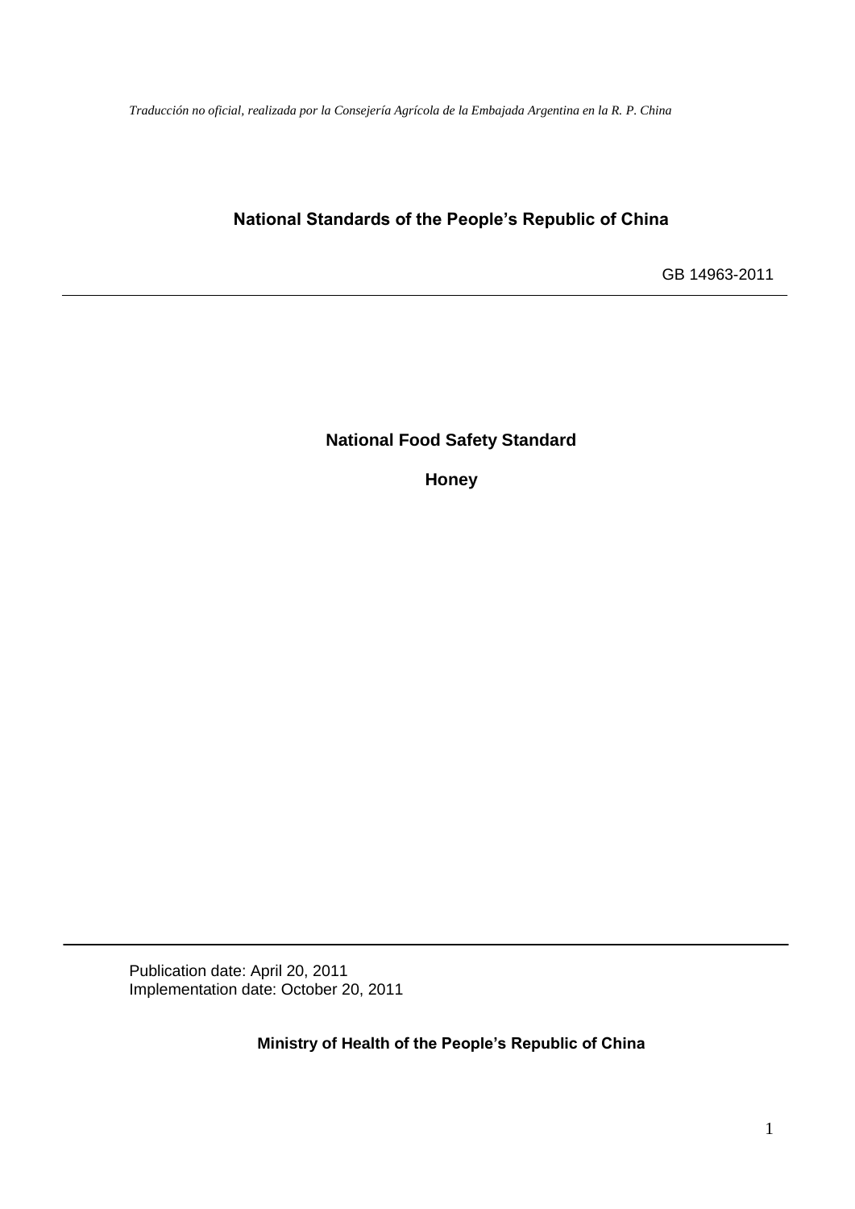*Traducción no oficial, realizada por la Consejería Agrícola de la Embajada Argentina en la R. P. China*

**National Standards of the People's Republic of China**

GB 14963-2011

---

# National Food Safety Standard

# Honey

---

Publication date: April 20, 2011
Implementation date: October 20, 2011

**Ministry of Health of the People's Republic of China**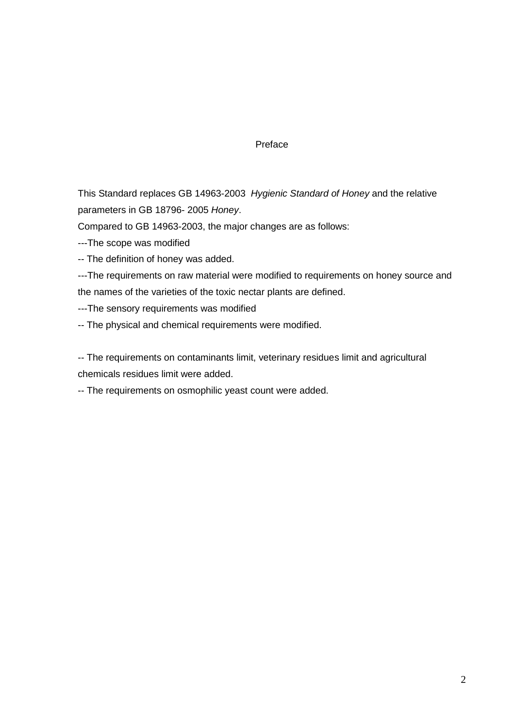# Preface

This Standard replaces GB 14963-2003 *Hygienic Standard of Honey* and the relative parameters in GB 18796- 2005 *Honey*.

Compared to GB 14963-2003, the major changes are as follows:

---The scope was modified

-- The definition of honey was added.

---The requirements on raw material were modified to requirements on honey source and the names of the varieties of the toxic nectar plants are defined.

---The sensory requirements was modified

-- The physical and chemical requirements were modified.

-- The requirements on contaminants limit, veterinary residues limit and agricultural chemicals residues limit were added.

-- The requirements on osmophilic yeast count were added.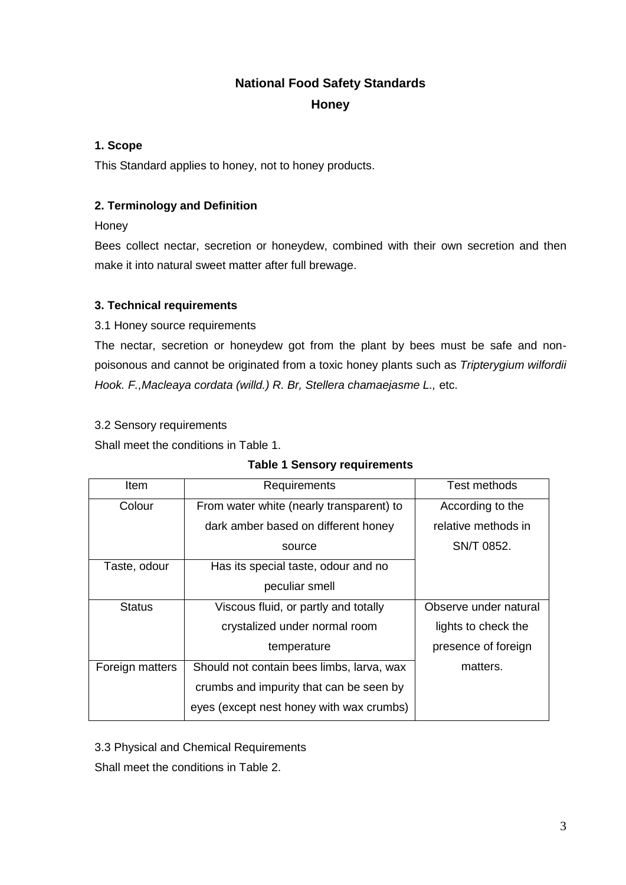# National Food Safety Standards

## Honey

### 1. Scope

This Standard applies to honey, not to honey products.

### 2. Terminology and Definition

Honey

Bees collect nectar, secretion or honeydew, combined with their own secretion and then make it into natural sweet matter after full brewage.

### 3. Technical requirements

3.1 Honey source requirements

The nectar, secretion or honeydew got from the plant by bees must be safe and non-poisonous and cannot be originated from a toxic honey plants such as *Tripterygium wilfordii Hook. F.,Macleaya cordata (willd.) R. Br, Stellera chamaejasme L.,* etc.

3.2 Sensory requirements

Shall meet the conditions in Table 1.

**Table 1 Sensory requirements**

| Item | Requirements | Test methods |
|---|---|---|
| Colour | From water white (nearly transparent) to dark amber based on different honey source | According to the relative methods in SN/T 0852. |
| Taste, odour | Has its special taste, odour and no peculiar smell | |
| Status | Viscous fluid, or partly and totally crystalized under normal room temperature | Observe under natural lights to check the presence of foreign matters. |
| Foreign matters | Should not contain bees limbs, larva, wax crumbs and impurity that can be seen by eyes (except nest honey with wax crumbs) | |

3.3 Physical and Chemical Requirements

Shall meet the conditions in Table 2.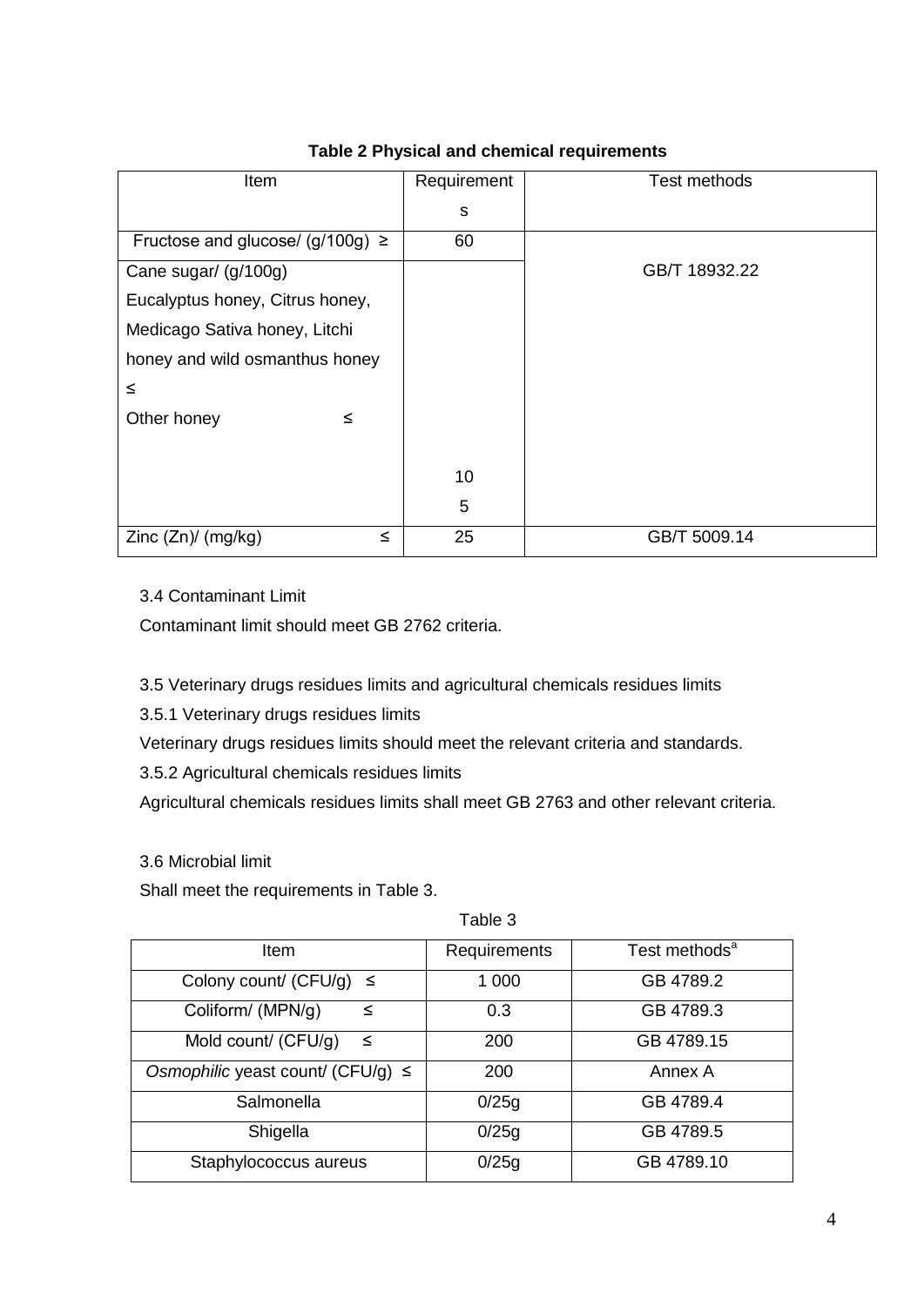**Table 2 Physical and chemical requirements**

| Item | Requirements | Test methods |
|---|---|---|
| Fructose and glucose/ (g/100g) ≥ | 60 | GB/T 18932.22 |
| Cane sugar/ (g/100g) | | |
| Eucalyptus honey, Citrus honey, Medicago Sativa honey, Litchi honey and wild osmanthus honey ≤ | 10 | |
| Other honey ≤ | 5 | |
| Zinc (Zn)/ (mg/kg) ≤ | 25 | GB/T 5009.14 |

3.4 Contaminant Limit

Contaminant limit should meet GB 2762 criteria.

3.5 Veterinary drugs residues limits and agricultural chemicals residues limits

3.5.1 Veterinary drugs residues limits

Veterinary drugs residues limits should meet the relevant criteria and standards.

3.5.2 Agricultural chemicals residues limits

Agricultural chemicals residues limits shall meet GB 2763 and other relevant criteria.

3.6 Microbial limit

Shall meet the requirements in Table 3.

Table 3

| Item | Requirements | Test methods[a] |
|---|---|---|
| Colony count/ (CFU/g) ≤ | 1 000 | GB 4789.2 |
| Coliform/ (MPN/g) ≤ | 0.3 | GB 4789.3 |
| Mold count/ (CFU/g) ≤ | 200 | GB 4789.15 |
| *Osmophilic* yeast count/ (CFU/g) ≤ | 200 | Annex A |
| Salmonella | 0/25g | GB 4789.4 |
| Shigella | 0/25g | GB 4789.5 |
| Staphylococcus aureus | 0/25g | GB 4789.10 |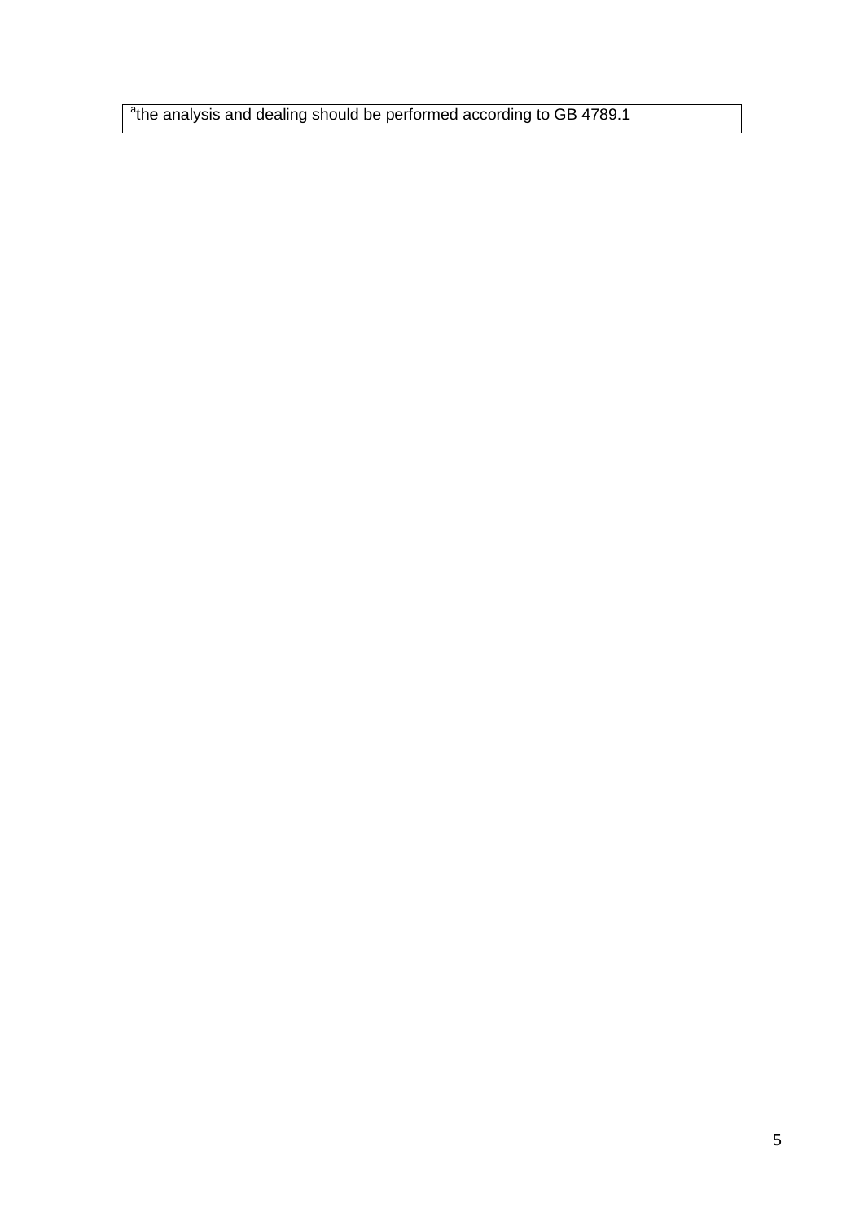| [a]the analysis and dealing should be performed according to GB 4789.1 |
| --- |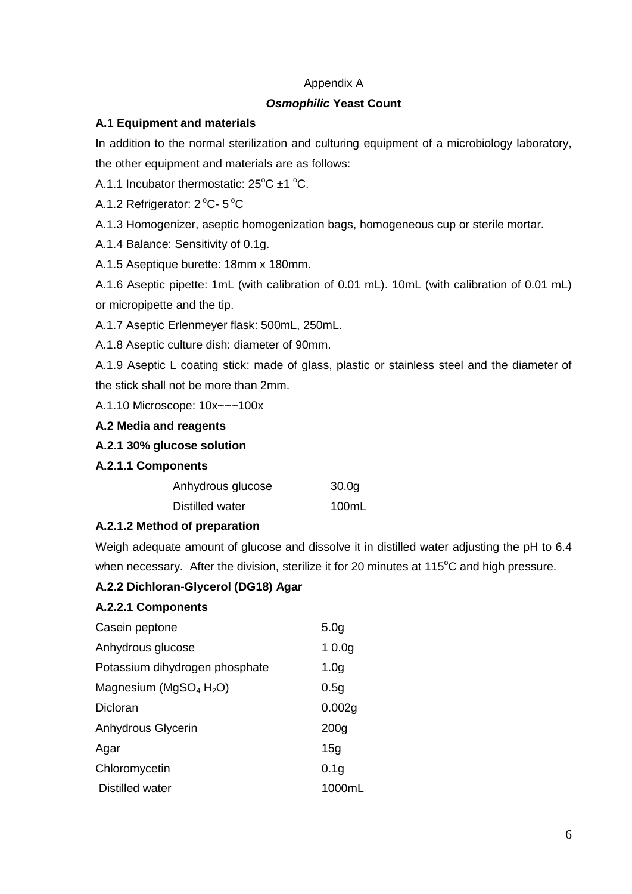Appendix A

## *Osmophilic* Yeast Count

### A.1 Equipment and materials

In addition to the normal sterilization and culturing equipment of a microbiology laboratory, the other equipment and materials are as follows:

A.1.1 Incubator thermostatic: $25^{o}C \pm 1\ ^{o}C$.

A.1.2 Refrigerator: $2\ ^{o}C$- $5\ ^{o}C$

A.1.3 Homogenizer, aseptic homogenization bags, homogeneous cup or sterile mortar.

A.1.4 Balance: Sensitivity of 0.1g.

A.1.5 Aseptique burette: 18mm x 180mm.

A.1.6 Aseptic pipette: 1mL (with calibration of 0.01 mL). 10mL (with calibration of 0.01 mL) or micropipette and the tip.

A.1.7 Aseptic Erlenmeyer flask: 500mL, 250mL.

A.1.8 Aseptic culture dish: diameter of 90mm.

A.1.9 Aseptic L coating stick: made of glass, plastic or stainless steel and the diameter of the stick shall not be more than 2mm.

A.1.10 Microscope: 10x~~~100x

### A.2 Media and reagents

#### A.2.1 30% glucose solution

#### A.2.1.1 Components

| | |
|---|---|
| Anhydrous glucose | 30.0g |
| Distilled water | 100mL |

#### A.2.1.2 Method of preparation

Weigh adequate amount of glucose and dissolve it in distilled water adjusting the pH to 6.4 when necessary. After the division, sterilize it for 20 minutes at $115^{o}C$ and high pressure.

#### A.2.2 Dichloran-Glycerol (DG18) Agar

#### A.2.2.1 Components

| | |
|---|---|
| Casein peptone | 5.0g |
| Anhydrous glucose | 1 0.0g |
| Potassium dihydrogen phosphate | 1.0g |
| Magnesium ($MgSO_4\ H_2O$) | 0.5g |
| Dicloran | 0.002g |
| Anhydrous Glycerin | 200g |
| Agar | 15g |
| Chloromycetin | 0.1g |
| Distilled water | 1000mL |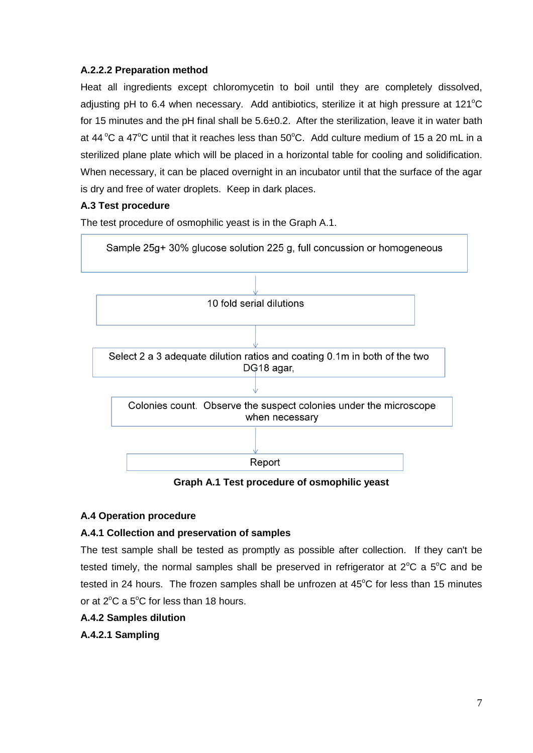#### A.2.2.2 Preparation method

Heat all ingredients except chloromycetin to boil until they are completely dissolved, adjusting pH to 6.4 when necessary. Add antibiotics, sterilize it at high pressure at 121°C for 15 minutes and the pH final shall be 5.6±0.2. After the sterilization, leave it in water bath at 44 °C a 47°C until that it reaches less than 50°C. Add culture medium of 15 a 20 mL in a sterilized plane plate which will be placed in a horizontal table for cooling and solidification. When necessary, it can be placed overnight in an incubator until that the surface of the agar is dry and free of water droplets. Keep in dark places.

### A.3 Test procedure

The test procedure of osmophilic yeast is in the Graph A.1.

Sample 25g+ 30% glucose solution 225 g, full concussion or homogeneous

↓

10 fold serial dilutions

↓

Select 2 a 3 adequate dilution ratios and coating 0.1m in both of the two DG18 agar,

↓

Colonies count. Observe the suspect colonies under the microscope when necessary

↓

Report

**Graph A.1 Test procedure of osmophilic yeast**

### A.4 Operation procedure

#### A.4.1 Collection and preservation of samples

The test sample shall be tested as promptly as possible after collection. If they can't be tested timely, the normal samples shall be preserved in refrigerator at 2°C a 5°C and be tested in 24 hours. The frozen samples shall be unfrozen at 45°C for less than 15 minutes or at 2°C a 5°C for less than 18 hours.

#### A.4.2 Samples dilution

##### A.4.2.1 Sampling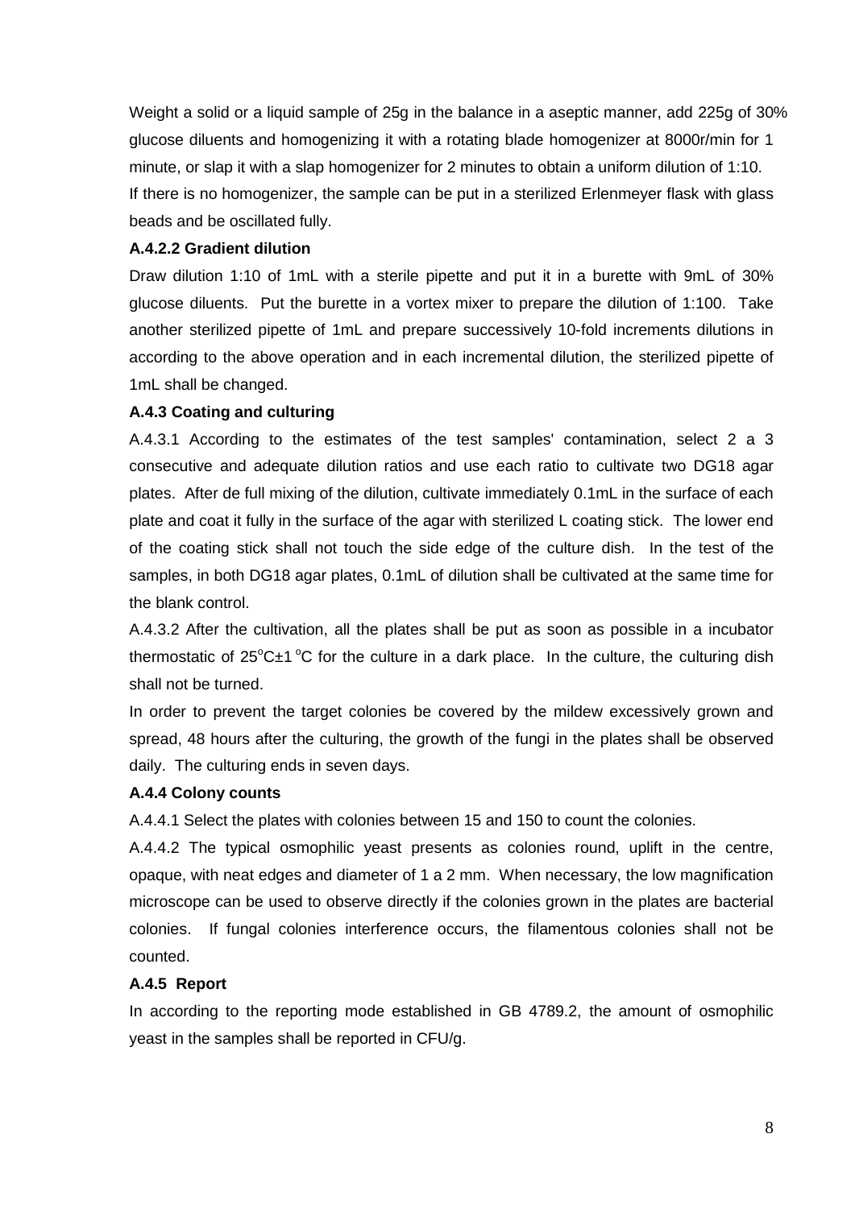Weight a solid or a liquid sample of 25g in the balance in a aseptic manner, add 225g of 30% glucose diluents and homogenizing it with a rotating blade homogenizer at 8000r/min for 1 minute, or slap it with a slap homogenizer for 2 minutes to obtain a uniform dilution of 1:10. If there is no homogenizer, the sample can be put in a sterilized Erlenmeyer flask with glass beads and be oscillated fully.

**A.4.2.2 Gradient dilution**

Draw dilution 1:10 of 1mL with a sterile pipette and put it in a burette with 9mL of 30% glucose diluents. Put the burette in a vortex mixer to prepare the dilution of 1:100. Take another sterilized pipette of 1mL and prepare successively 10-fold increments dilutions in according to the above operation and in each incremental dilution, the sterilized pipette of 1mL shall be changed.

**A.4.3 Coating and culturing**

A.4.3.1 According to the estimates of the test samples' contamination, select 2 a 3 consecutive and adequate dilution ratios and use each ratio to cultivate two DG18 agar plates. After de full mixing of the dilution, cultivate immediately 0.1mL in the surface of each plate and coat it fully in the surface of the agar with sterilized L coating stick. The lower end of the coating stick shall not touch the side edge of the culture dish. In the test of the samples, in both DG18 agar plates, 0.1mL of dilution shall be cultivated at the same time for the blank control.

A.4.3.2 After the cultivation, all the plates shall be put as soon as possible in a incubator thermostatic of 25°C±1 °C for the culture in a dark place. In the culture, the culturing dish shall not be turned.

In order to prevent the target colonies be covered by the mildew excessively grown and spread, 48 hours after the culturing, the growth of the fungi in the plates shall be observed daily. The culturing ends in seven days.

**A.4.4 Colony counts**

A.4.4.1 Select the plates with colonies between 15 and 150 to count the colonies.

A.4.4.2 The typical osmophilic yeast presents as colonies round, uplift in the centre, opaque, with neat edges and diameter of 1 a 2 mm. When necessary, the low magnification microscope can be used to observe directly if the colonies grown in the plates are bacterial colonies. If fungal colonies interference occurs, the filamentous colonies shall not be counted.

**A.4.5 Report**

In according to the reporting mode established in GB 4789.2, the amount of osmophilic yeast in the samples shall be reported in CFU/g.